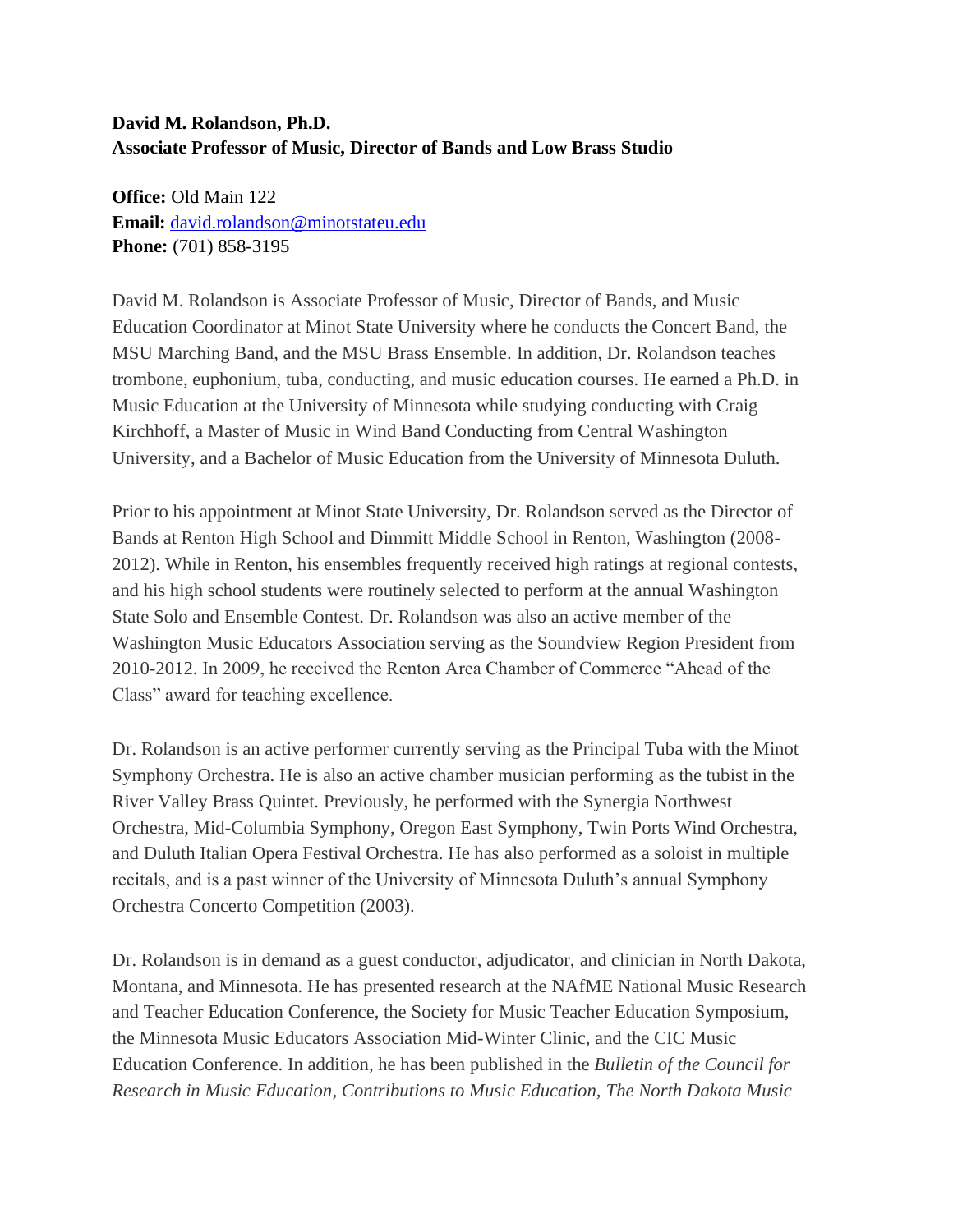**David M. Rolandson, Ph.D.**
**Associate Professor of Music, Director of Bands and Low Brass Studio**

**Office:** Old Main 122
**Email:** [david.rolandson@minotstateu.edu](mailto:david.rolandson@minotstateu.edu)
**Phone:** (701) 858-3195

David M. Rolandson is Associate Professor of Music, Director of Bands, and Music Education Coordinator at Minot State University where he conducts the Concert Band, the MSU Marching Band, and the MSU Brass Ensemble. In addition, Dr. Rolandson teaches trombone, euphonium, tuba, conducting, and music education courses. He earned a Ph.D. in Music Education at the University of Minnesota while studying conducting with Craig Kirchhoff, a Master of Music in Wind Band Conducting from Central Washington University, and a Bachelor of Music Education from the University of Minnesota Duluth.

Prior to his appointment at Minot State University, Dr. Rolandson served as the Director of Bands at Renton High School and Dimmitt Middle School in Renton, Washington (2008-2012). While in Renton, his ensembles frequently received high ratings at regional contests, and his high school students were routinely selected to perform at the annual Washington State Solo and Ensemble Contest. Dr. Rolandson was also an active member of the Washington Music Educators Association serving as the Soundview Region President from 2010-2012. In 2009, he received the Renton Area Chamber of Commerce "Ahead of the Class" award for teaching excellence.

Dr. Rolandson is an active performer currently serving as the Principal Tuba with the Minot Symphony Orchestra. He is also an active chamber musician performing as the tubist in the River Valley Brass Quintet. Previously, he performed with the Synergia Northwest Orchestra, Mid-Columbia Symphony, Oregon East Symphony, Twin Ports Wind Orchestra, and Duluth Italian Opera Festival Orchestra. He has also performed as a soloist in multiple recitals, and is a past winner of the University of Minnesota Duluth's annual Symphony Orchestra Concerto Competition (2003).

Dr. Rolandson is in demand as a guest conductor, adjudicator, and clinician in North Dakota, Montana, and Minnesota. He has presented research at the NAfME National Music Research and Teacher Education Conference, the Society for Music Teacher Education Symposium, the Minnesota Music Educators Association Mid-Winter Clinic, and the CIC Music Education Conference. In addition, he has been published in the *Bulletin of the Council for Research in Music Education, Contributions to Music Education, The North Dakota Music*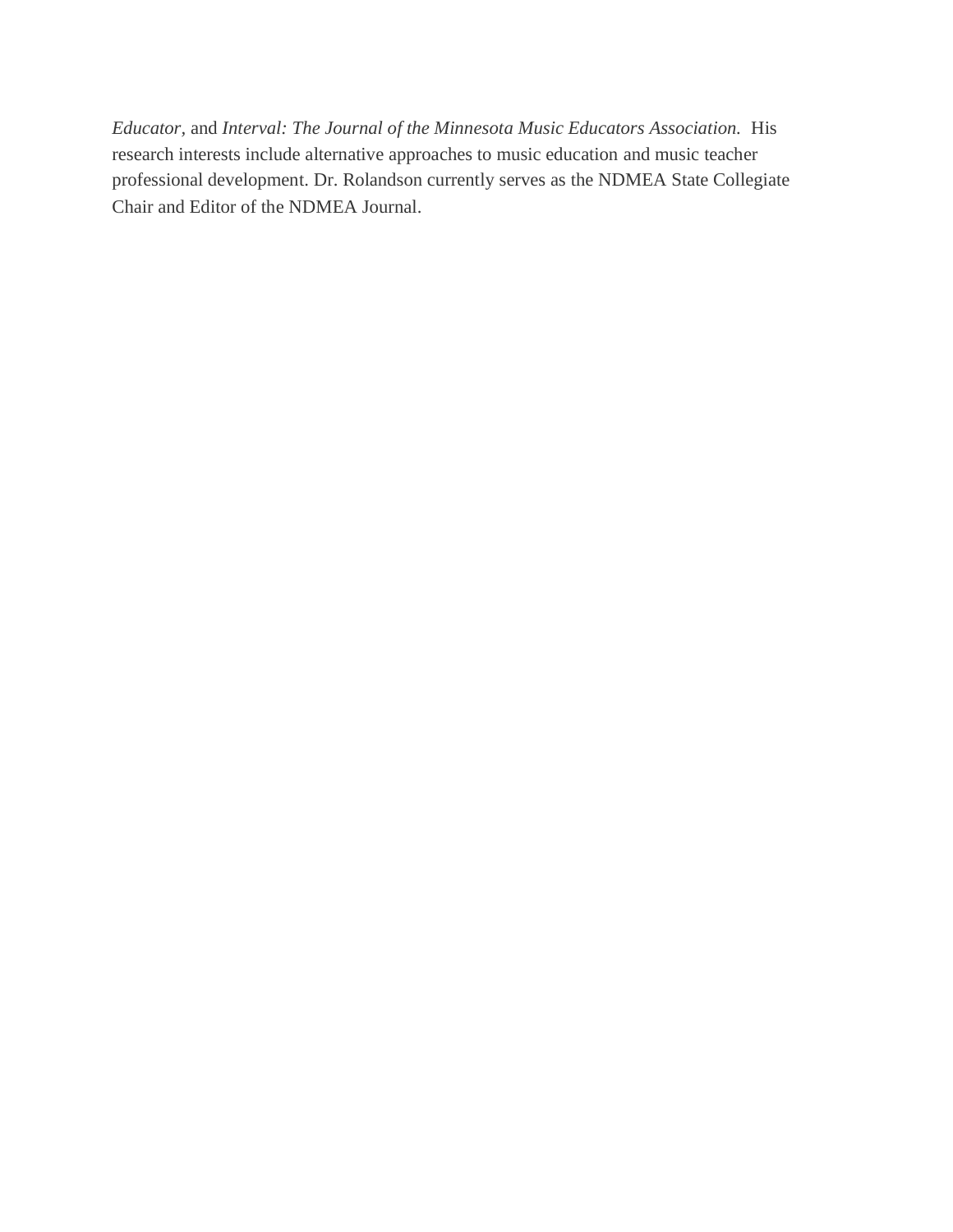*Educator*, and *Interval: The Journal of the Minnesota Music Educators Association.* His research interests include alternative approaches to music education and music teacher professional development. Dr. Rolandson currently serves as the NDMEA State Collegiate Chair and Editor of the NDMEA Journal.